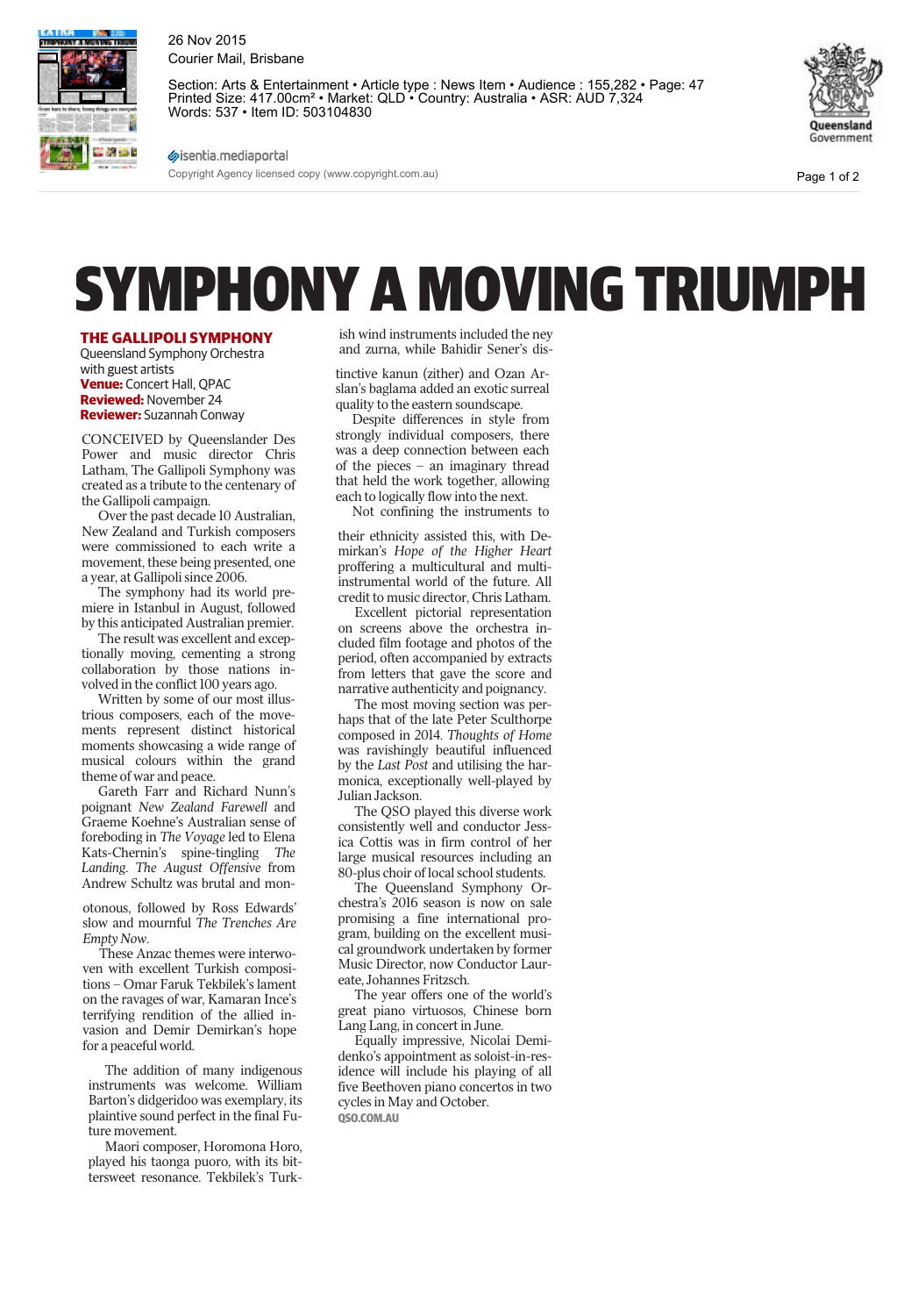# SYMPHONY A MOVING TRIUMPH

**THE GALLIPOLI SYMPHONY**
Queensland Symphony Orchestra with guest artists
**Venue:** Concert Hall, QPAC
**Reviewed:** November 24
**Reviewer:** Suzannah Conway

CONCEIVED by Queenslander Des Power and music director Chris Latham, The Gallipoli Symphony was created as a tribute to the centenary of the Gallipoli campaign.

Over the past decade 10 Australian, New Zealand and Turkish composers were commissioned to each write a movement, these being presented, one a year, at Gallipoli since 2006.

The symphony had its world premiere in Istanbul in August, followed by this anticipated Australian premier.

The result was excellent and exceptionally moving, cementing a strong collaboration by those nations involved in the conflict 100 years ago.

Written by some of our most illustrious composers, each of the movements represent distinct historical moments showcasing a wide range of musical colours within the grand theme of war and peace.

Gareth Farr and Richard Nunn's poignant *New Zealand Farewell* and Graeme Koehne's Australian sense of foreboding in *The Voyage* led to Elena Kats-Chernin's spine-tingling *The Landing*. *The August Offensive* from Andrew Schultz was brutal and monotonous, followed by Ross Edwards' slow and mournful *The Trenches Are Empty Now*.

These Anzac themes were interwoven with excellent Turkish compositions – Omar Faruk Tekbilek's lament on the ravages of war, Kamaran Ince's terrifying rendition of the allied invasion and Demir Demirkan's hope for a peaceful world.

The addition of many indigenous instruments was welcome. William Barton's didgeridoo was exemplary, its plaintive sound perfect in the final Future movement.

Maori composer, Horomona Horo, played his taonga puoro, with its bittersweet resonance. Tekbilek's Turkish wind instruments included the ney and zurna, while Bahidir Sener's distinctive kanun (zither) and Ozan Arslan's baglama added an exotic surreal quality to the eastern soundscape.

Despite differences in style from strongly individual composers, there was a deep connection between each of the pieces – an imaginary thread that held the work together, allowing each to logically flow into the next.

Not confining the instruments to their ethnicity assisted this, with Demirkan's *Hope of the Higher Heart* proffering a multicultural and multi-instrumental world of the future. All credit to music director, Chris Latham.

Excellent pictorial representation on screens above the orchestra included film footage and photos of the period, often accompanied by extracts from letters that gave the score and narrative authenticity and poignancy.

The most moving section was perhaps that of the late Peter Sculthorpe composed in 2014. *Thoughts of Home* was ravishingly beautiful influenced by the *Last Post* and utilising the harmonica, exceptionally well-played by Julian Jackson.

The QSO played this diverse work consistently well and conductor Jessica Cottis was in firm control of her large musical resources including an 80-plus choir of local school students.

The Queensland Symphony Orchestra's 2016 season is now on sale promising a fine international program, building on the excellent musical groundwork undertaken by former Music Director, now Conductor Laureate, Johannes Fritzsch.

The year offers one of the world's great piano virtuosos, Chinese born Lang Lang, in concert in June.

Equally impressive, Nicolai Demidenko's appointment as soloist-in-residence will include his playing of all five Beethoven piano concertos in two cycles in May and October.

**QSO.COM.AU**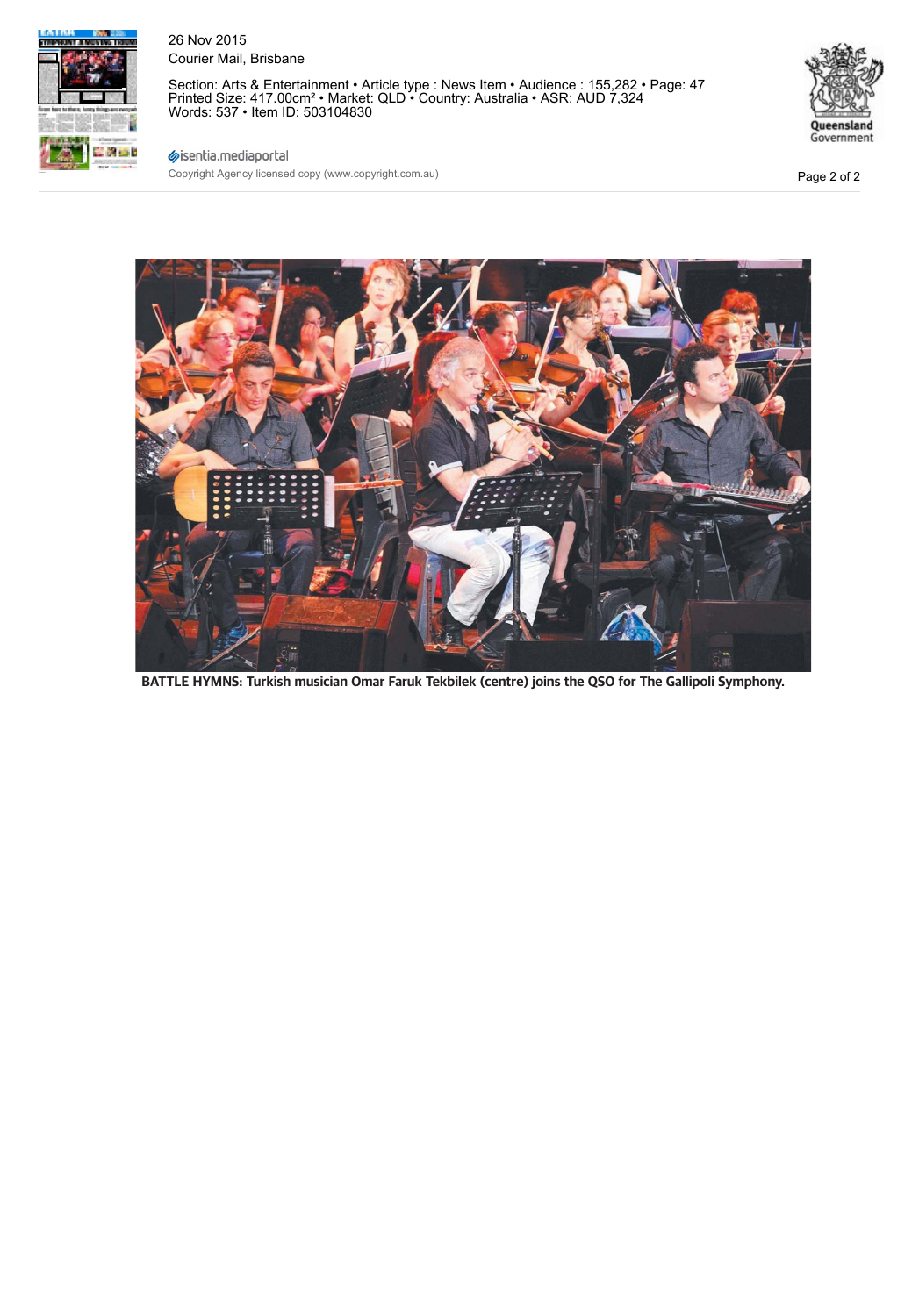26 Nov 2015
Courier Mail, Brisbane

Section: Arts & Entertainment • Article type : News Item • Audience : 155,282 • Page: 47
Printed Size: 417.00cm² • Market: QLD • Country: Australia • ASR: AUD 7,324
Words: 537 • Item ID: 503104830

isentia.mediaportal
Copyright Agency licensed copy (www.copyright.com.au)

**BATTLE HYMNS: Turkish musician Omar Faruk Tekbilek (centre) joins the QSO for The Gallipoli Symphony.**